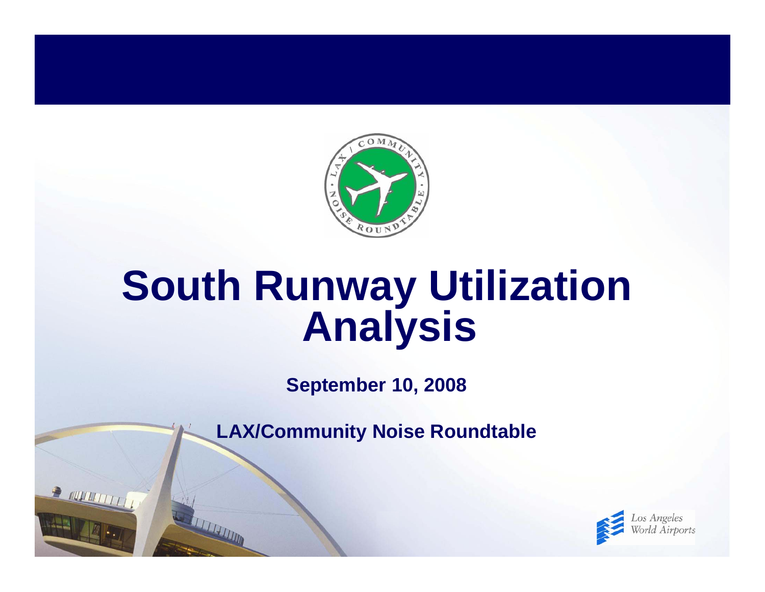# South Runway Utilization Analysis

**September 10, 2008**

**LAX/Community Noise Roundtable**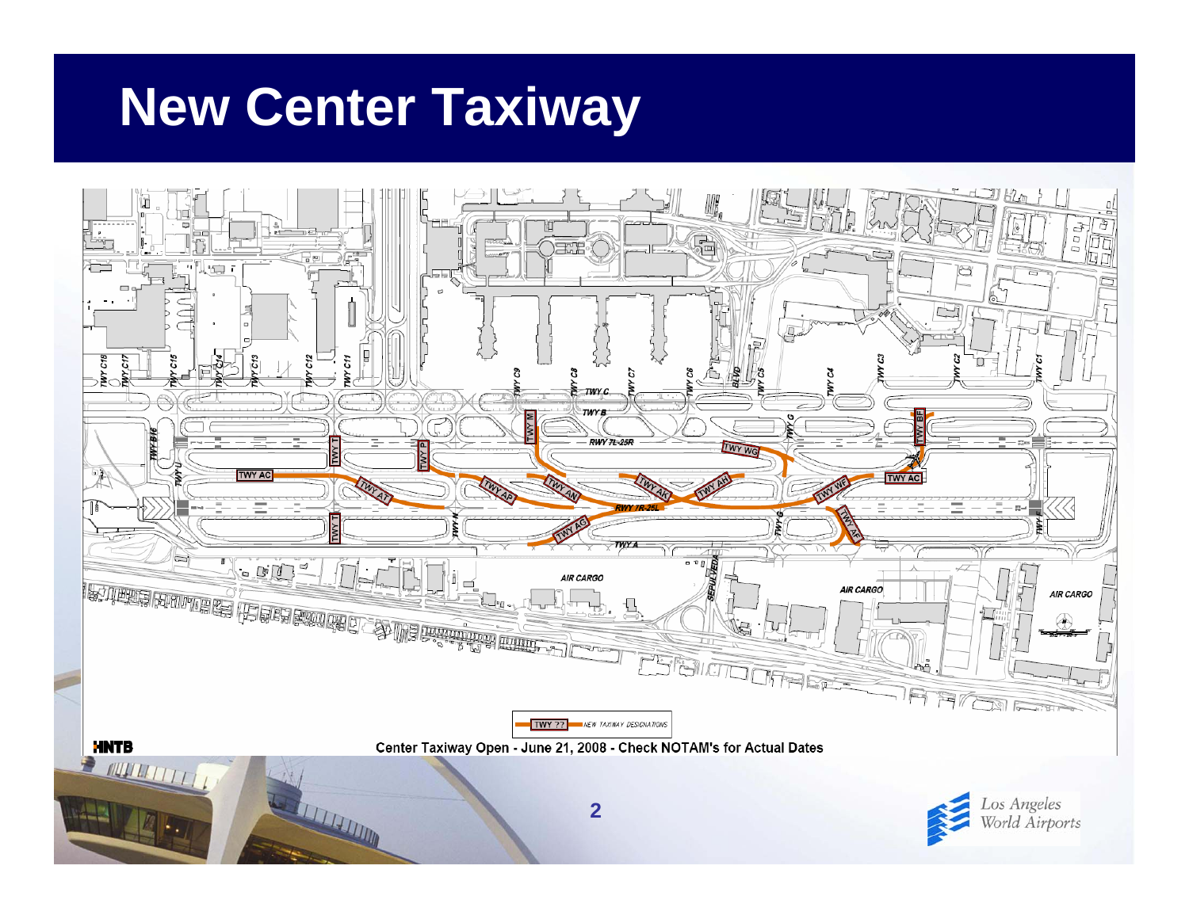# New Center Taxiway

TWY ?? NEW TAXIWAY DESIGNATIONS

Center Taxiway Open - June 21, 2008 - Check NOTAM's for Actual Dates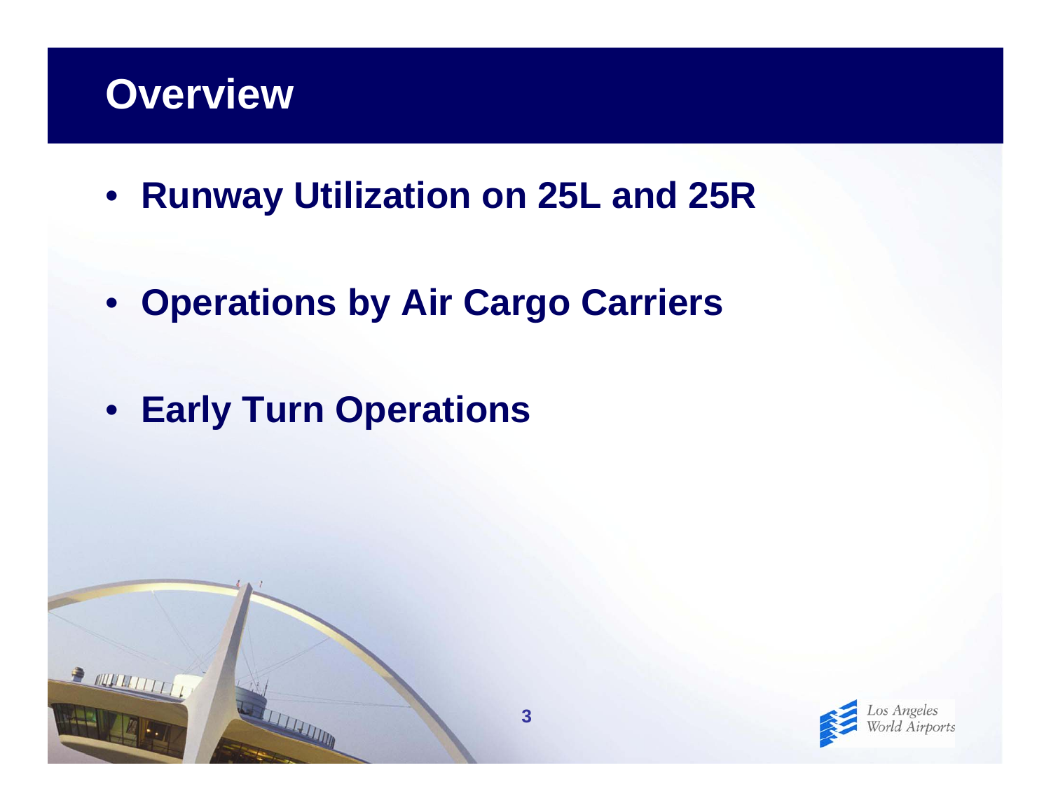# Overview

- **Runway Utilization on 25L and 25R**
- **Operations by Air Cargo Carriers**
- **Early Turn Operations**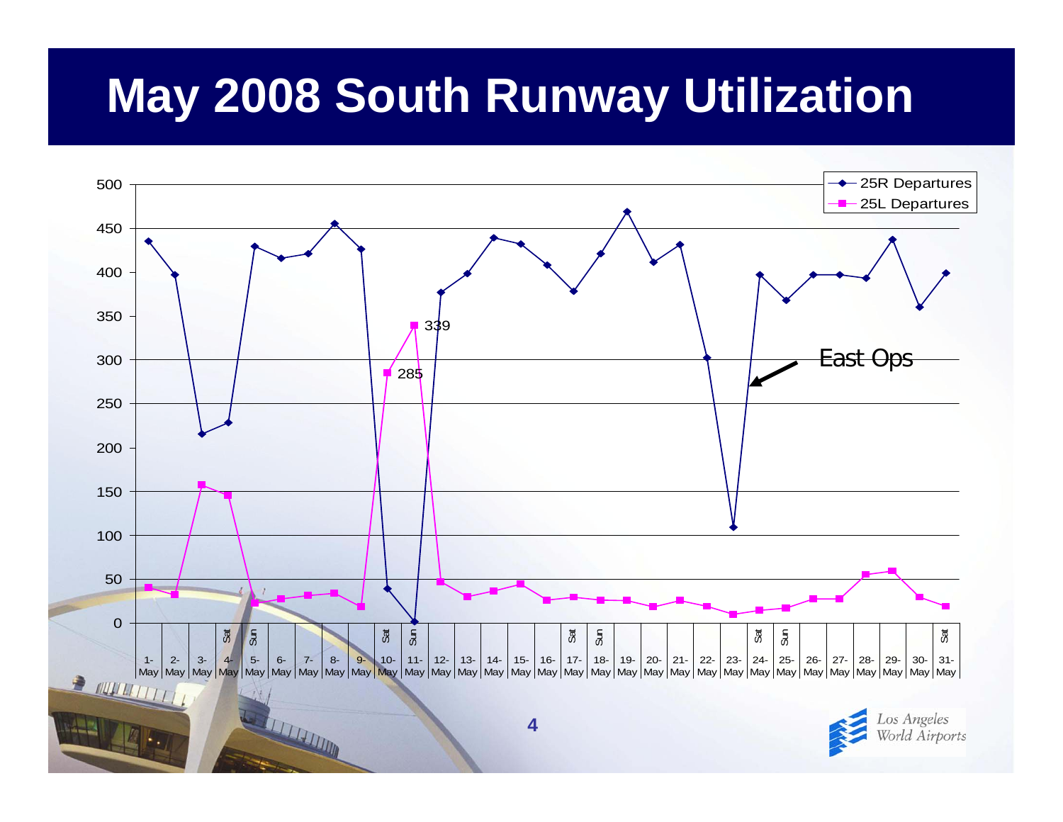# May 2008 South Runway Utilization

| Date | Day | 25R Departures | 25L Departures |
|---|---|---|---|
| 1-May | | 435 | 40 |
| 2-May | | 397 | 32 |
| 3-May | | 215 | 157 |
| 4-May | Sat | 228 | 145 |
| 5-May | Sun | 429 | 22 |
| 6-May | | 415 | 27 |
| 7-May | | 421 | 31 |
| 8-May | | 455 | 34 |
| 9-May | | 426 | 18 |
| 10-May | Sat | 39 | 285 |
| 11-May | Sun | 1 | 339 |
| 12-May | | 376 | 47 |
| 13-May | | 398 | 29 |
| 14-May | | 439 | 36 |
| 15-May | | 432 | 44 |
| 16-May | | 408 | 25 |
| 17-May | Sat | 378 | 29 |
| 18-May | Sun | 421 | 26 |
| 19-May | | 469 | 25 |
| 20-May | | 411 | 18 |
| 21-May | | 431 | 25 |
| 22-May | | 302 | 18 |
| 23-May | | 109 | 9 |
| 24-May | Sat | 397 | 14 |
| 25-May | Sun | 368 | 16 |
| 26-May | | 397 | 27 |
| 27-May | | 397 | 27 |
| 28-May | | 393 | 55 |
| 29-May | | 437 | 59 |
| 30-May | | 360 | 29 |
| 31-May | Sat | 399 | 18 |

East Ops

Los Angeles World Airports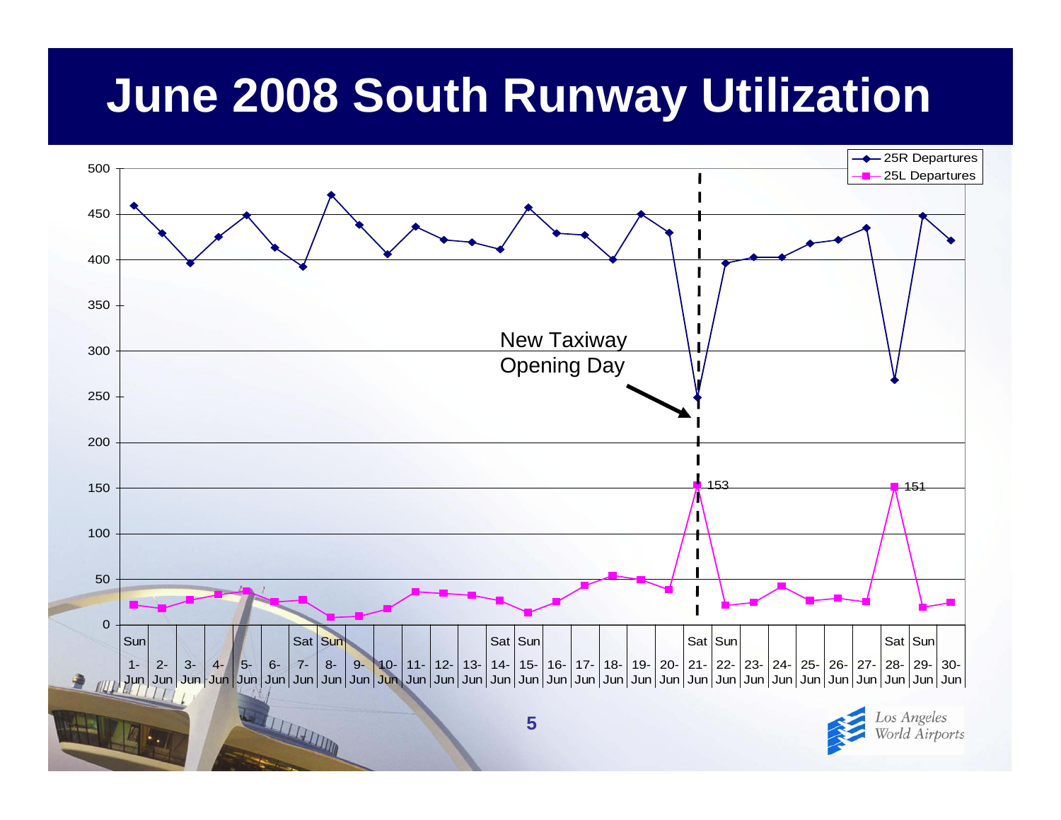# June 2008 South Runway Utilization

25R Departures

25L Departures

New Taxiway Opening Day

153

151

| | 1-Jun | 2-Jun | 3-Jun | 4-Jun | 5-Jun | 6-Jun | 7-Jun | 8-Jun | 9-Jun | 10-Jun | 11-Jun | 12-Jun | 13-Jun | 14-Jun | 15-Jun | 16-Jun | 17-Jun | 18-Jun | 19-Jun | 20-Jun | 21-Jun | 22-Jun | 23-Jun | 24-Jun | 25-Jun | 26-Jun | 27-Jun | 28-Jun | 29-Jun | 30-Jun |
|---|---|---|---|---|---|---|---|---|---|---|---|---|---|---|---|---|---|---|---|---|---|---|---|---|---|---|---|---|---|---|
| | Sun | | | | | | Sat | Sun | | | | | | Sat | Sun | | | | | | Sat | Sun | | | | | | Sat | Sun | |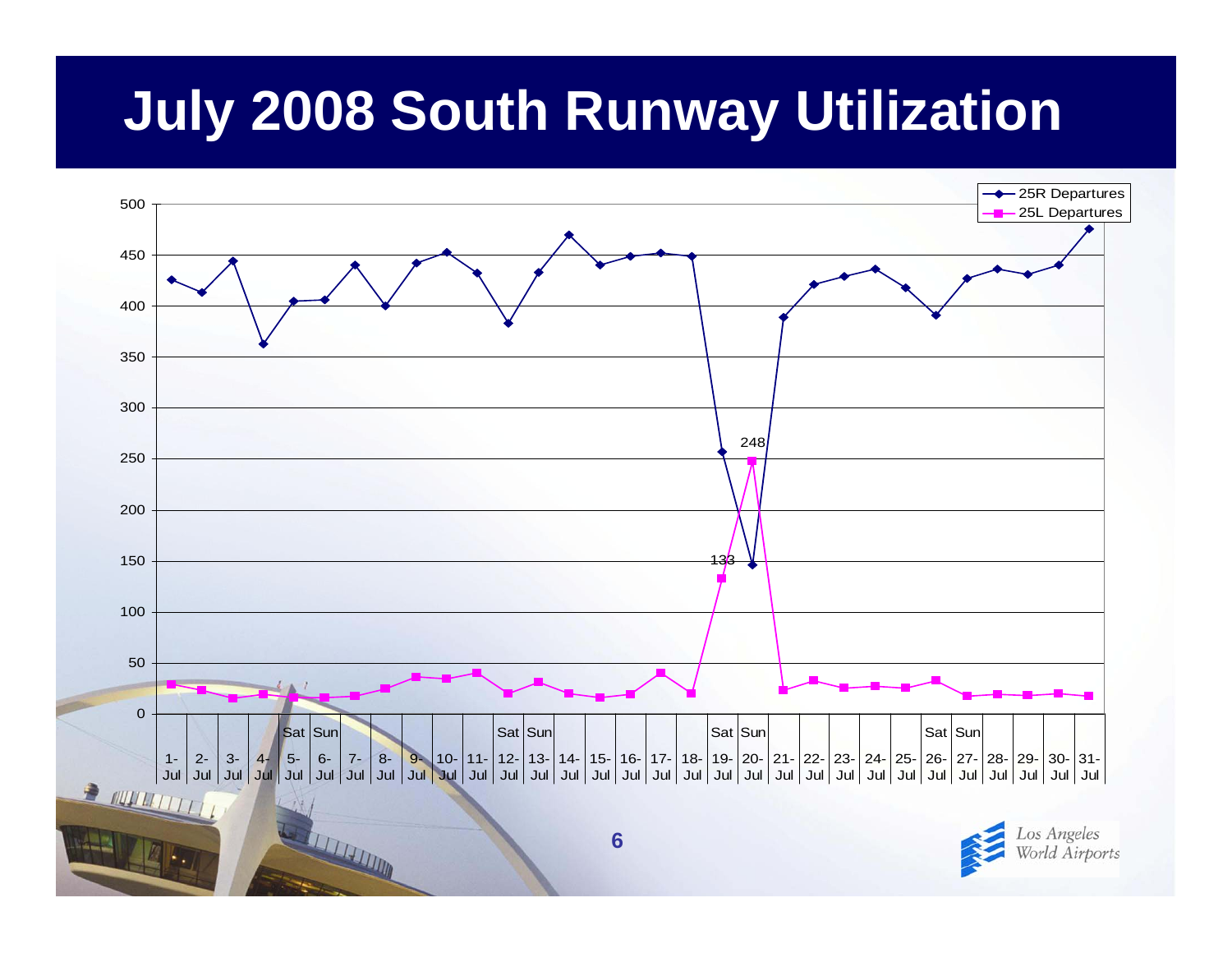# July 2008 South Runway Utilization

| Date | Day | 25R Departures | 25L Departures |
|---|---|---|---|
| 1-Jul | | 426 | 29 |
| 2-Jul | | 413 | 23 |
| 3-Jul | | 444 | 15 |
| 4-Jul | | 362 | 19 |
| 5-Jul | Sat | 405 | 16 |
| 6-Jul | Sun | 406 | 15 |
| 7-Jul | | 440 | 17 |
| 8-Jul | | 400 | 25 |
| 9-Jul | | 442 | 36 |
| 10-Jul | | 452 | 35 |
| 11-Jul | | 432 | 40 |
| 12-Jul | Sat | 383 | 20 |
| 13-Jul | Sun | 433 | 31 |
| 14-Jul | | 470 | 20 |
| 15-Jul | | 440 | 16 |
| 16-Jul | | 449 | 19 |
| 17-Jul | | 452 | 40 |
| 18-Jul | | 449 | 20 |
| 19-Jul | Sat | 256 | 133 |
| 20-Jul | Sun | 146 | 248 |
| 21-Jul | | 389 | 23 |
| 22-Jul | | 421 | 33 |
| 23-Jul | | 429 | 26 |
| 24-Jul | | 436 | 27 |
| 25-Jul | | 418 | 26 |
| 26-Jul | Sat | 391 | 33 |
| 27-Jul | Sun | 427 | 17 |
| 28-Jul | | 436 | 19 |
| 29-Jul | | 431 | 18 |
| 30-Jul | | 440 | 20 |
| 31-Jul | | 476 | 17 |

Los Angeles World Airports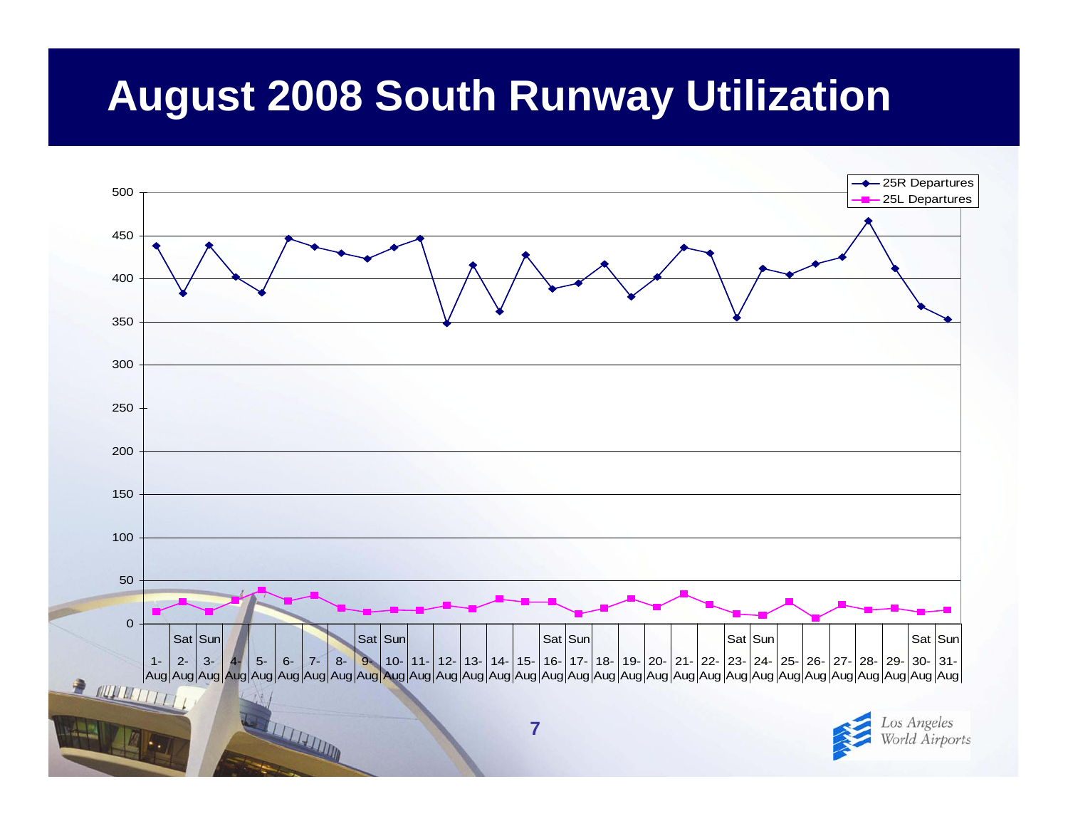# August 2008 South Runway Utilization

| Date | Day | 25R Departures | 25L Departures |
|---|---|---|---|
| 1-Aug | | 438 | 14 |
| 2-Aug | Sat | 383 | 25 |
| 3-Aug | Sun | 439 | 14 |
| 4-Aug | | 402 | 27 |
| 5-Aug | | 384 | 39 |
| 6-Aug | | 447 | 26 |
| 7-Aug | | 437 | 33 |
| 8-Aug | | 430 | 18 |
| 9-Aug | Sat | 423 | 14 |
| 10-Aug | Sun | 436 | 16 |
| 11-Aug | | 447 | 15 |
| 12-Aug | | 348 | 21 |
| 13-Aug | | 416 | 17 |
| 14-Aug | | 362 | 29 |
| 15-Aug | | 428 | 25 |
| 16-Aug | Sat | 388 | 25 |
| 17-Aug | Sun | 395 | 12 |
| 18-Aug | | 417 | 18 |
| 19-Aug | | 379 | 29 |
| 20-Aug | | 402 | 19 |
| 21-Aug | | 436 | 35 |
| 22-Aug | | 430 | 22 |
| 23-Aug | Sat | 355 | 12 |
| 24-Aug | Sun | 412 | 10 |
| 25-Aug | | 405 | 25 |
| 26-Aug | | 417 | 7 |
| 27-Aug | | 425 | 22 |
| 28-Aug | | 467 | 16 |
| 29-Aug | | 412 | 18 |
| 30-Aug | Sat | 368 | 14 |
| 31-Aug | Sun | 353 | 16 |

Los Angeles World Airports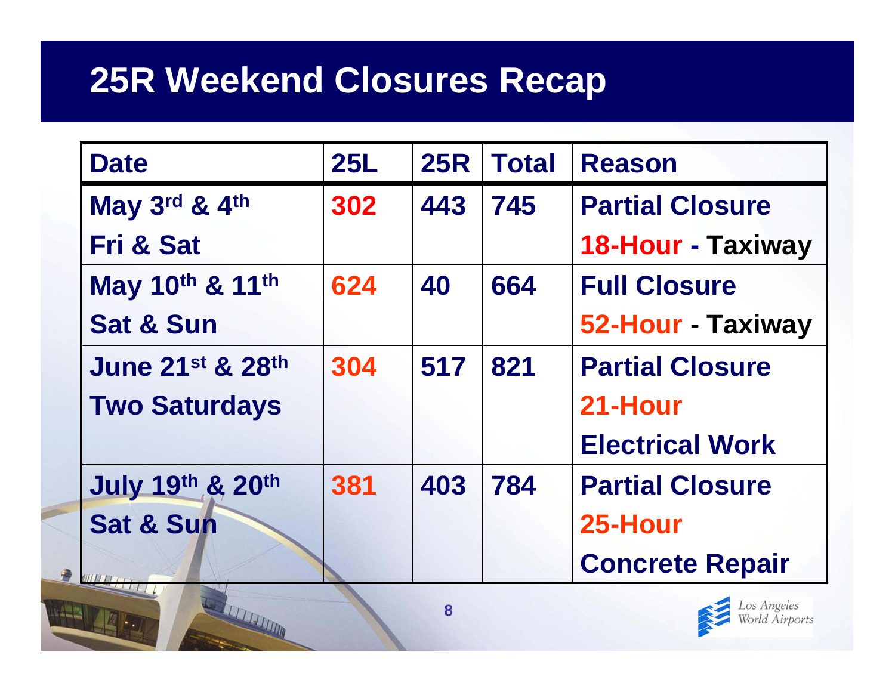# 25R Weekend Closures Recap

| Date | 25L | 25R | Total | Reason |
|---|---|---|---|---|
| May 3rd & 4th Fri & Sat | 302 | 443 | 745 | Partial Closure 18-Hour - Taxiway |
| May 10th & 11th Sat & Sun | 624 | 40 | 664 | Full Closure 52-Hour - Taxiway |
| June 21st & 28th Two Saturdays | 304 | 517 | 821 | Partial Closure 21-Hour Electrical Work |
| July 19th & 20th Sat & Sun | 381 | 403 | 784 | Partial Closure 25-Hour Concrete Repair |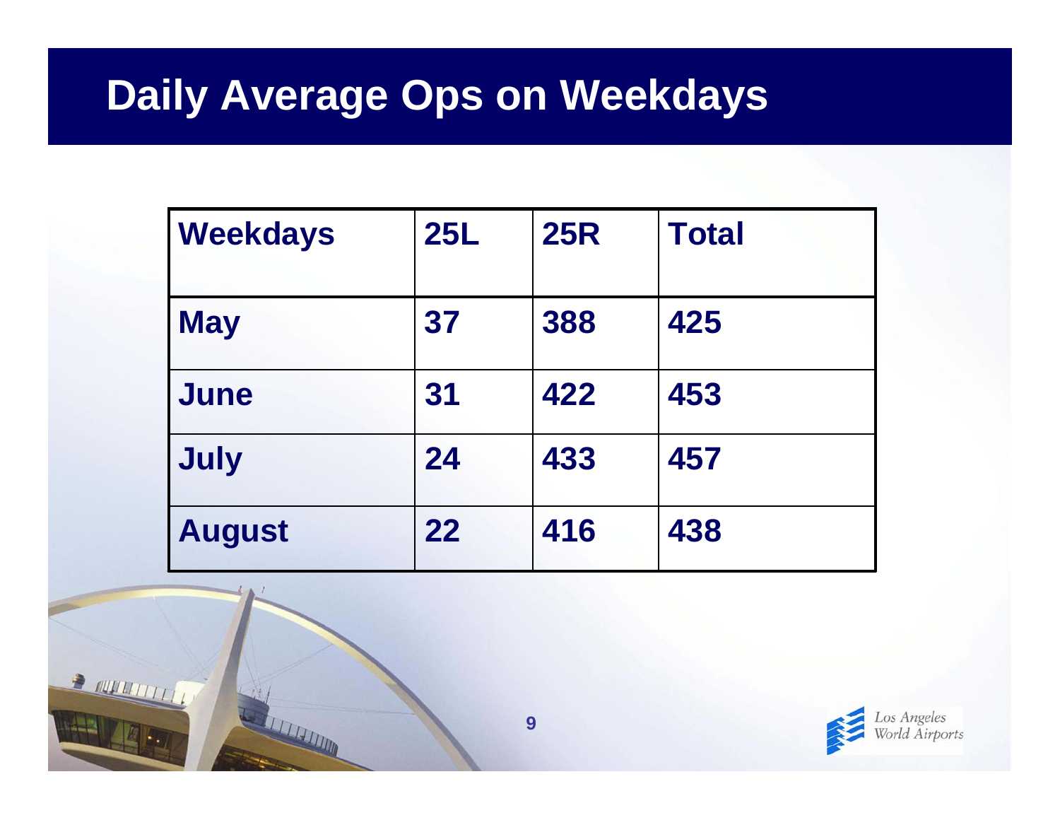# Daily Average Ops on Weekdays

| Weekdays | 25L | 25R | Total |
|---|---|---|---|
| May | 37 | 388 | 425 |
| June | 31 | 422 | 453 |
| July | 24 | 433 | 457 |
| August | 22 | 416 | 438 |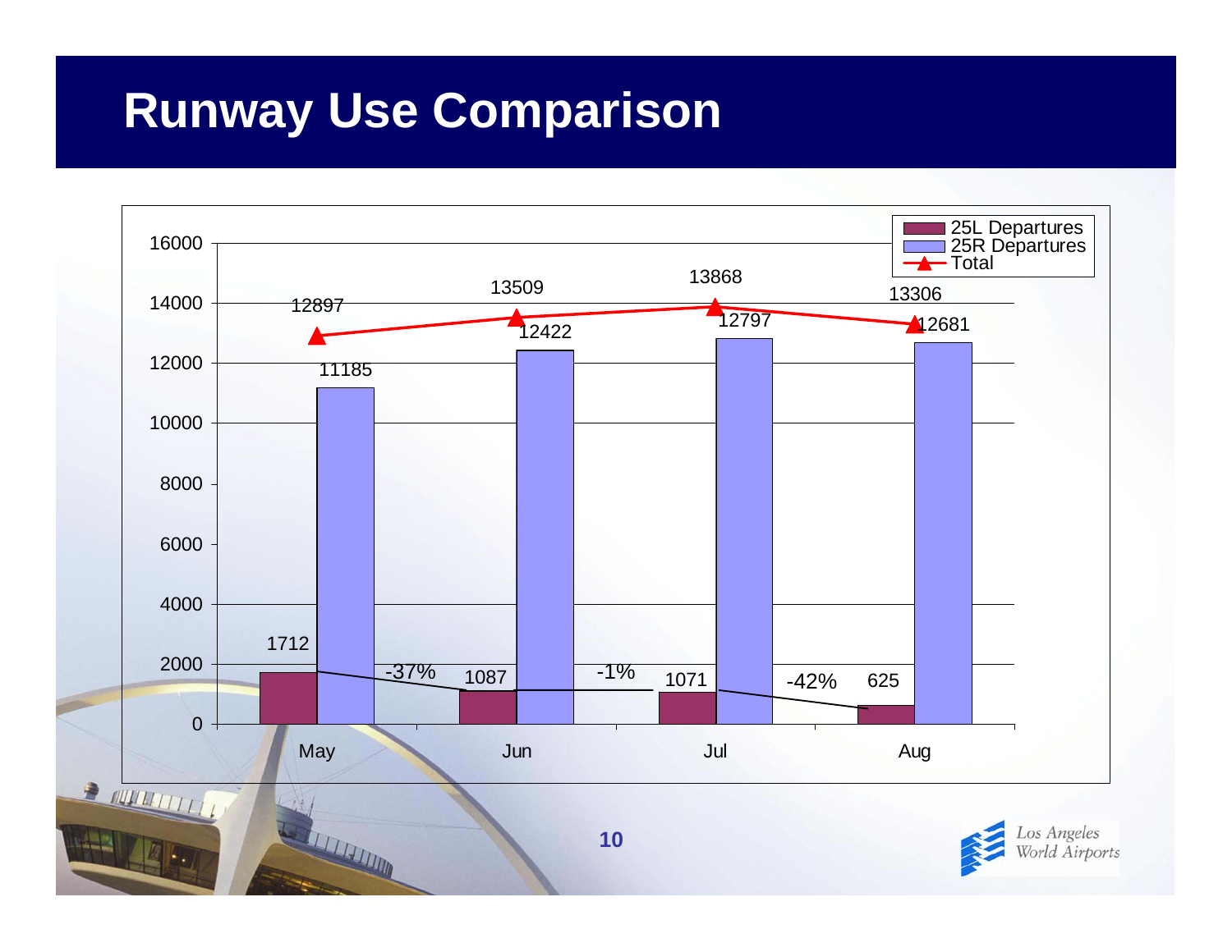# Runway Use Comparison

| | May | Jun | Jul | Aug |
|---|---|---|---|---|
| 25L Departures | 1712 | 1087 | 1071 | 625 |
| 25R Departures | 11185 | 12422 | 12797 | 12681 |
| Total | 12897 | 13509 | 13868 | 13306 |

25L Departures change: May to Jun -37%; Jun to Jul -1%; Jul to Aug -42%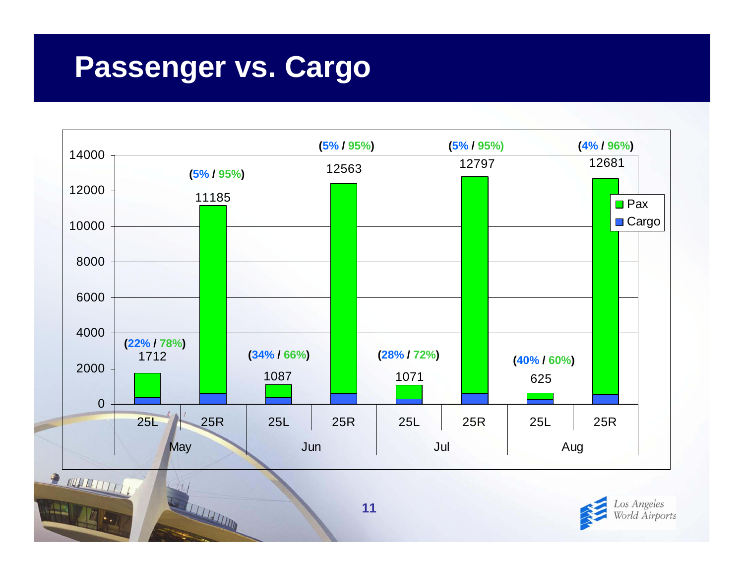# Passenger vs. Cargo

| Month | Runway | Total | Cargo % | Pax % |
|---|---|---|---|---|
| May | 25L | 1712 | 22% | 78% |
| May | 25R | 11185 | 5% | 95% |
| Jun | 25L | 1087 | 34% | 66% |
| Jun | 25R | 12563 | 5% | 95% |
| Jul | 25L | 1071 | 28% | 72% |
| Jul | 25R | 12797 | 5% | 95% |
| Aug | 25L | 625 | 40% | 60% |
| Aug | 25R | 12681 | 4% | 96% |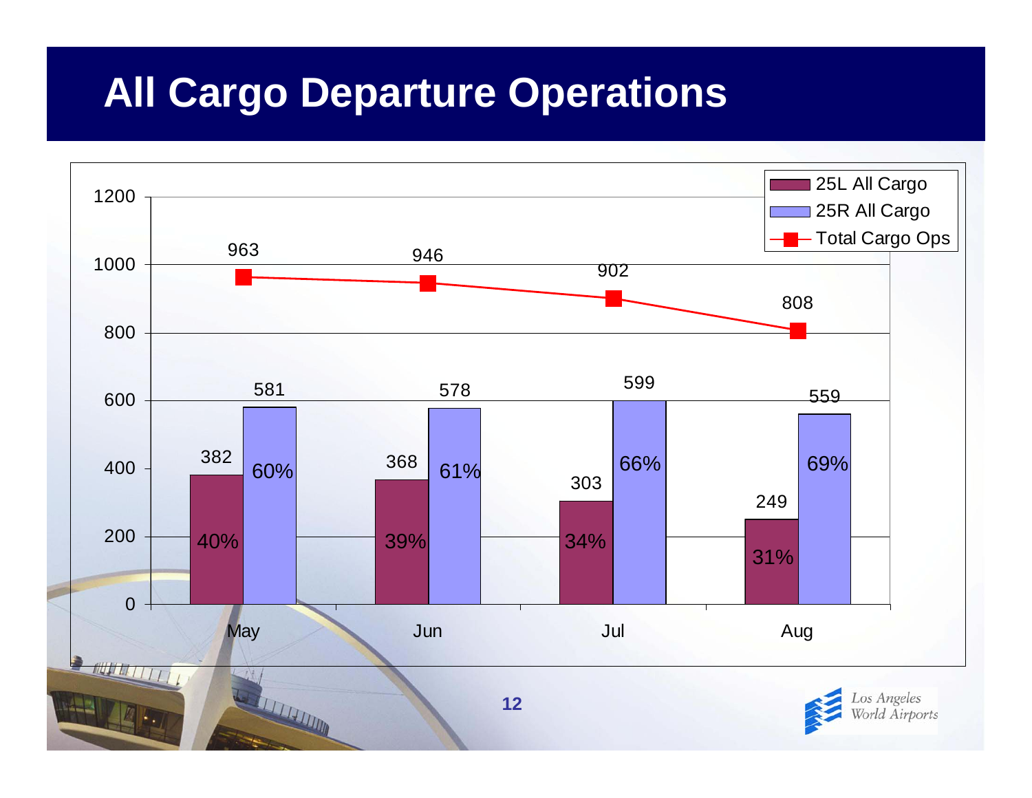# All Cargo Departure Operations

| Month | 25L All Cargo | 25R All Cargo | Total Cargo Ops |
|---|---|---|---|
| May | 382 (40%) | 581 (60%) | 963 |
| Jun | 368 (39%) | 578 (61%) | 946 |
| Jul | 303 (34%) | 599 (66%) | 902 |
| Aug | 249 (31%) | 559 (69%) | 808 |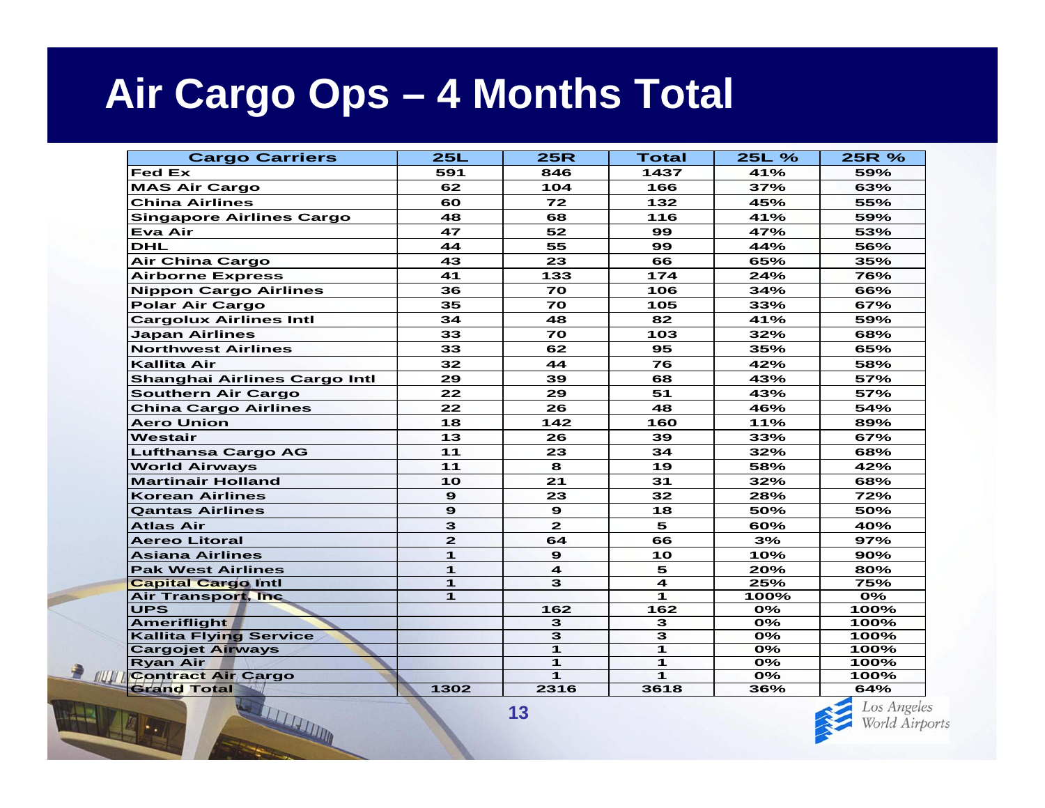# Air Cargo Ops – 4 Months Total

| Cargo Carriers | 25L | 25R | Total | 25L % | 25R % |
|---|---|---|---|---|---|
| Fed Ex | 591 | 846 | 1437 | 41% | 59% |
| MAS Air Cargo | 62 | 104 | 166 | 37% | 63% |
| China Airlines | 60 | 72 | 132 | 45% | 55% |
| Singapore Airlines Cargo | 48 | 68 | 116 | 41% | 59% |
| Eva Air | 47 | 52 | 99 | 47% | 53% |
| DHL | 44 | 55 | 99 | 44% | 56% |
| Air China Cargo | 43 | 23 | 66 | 65% | 35% |
| Airborne Express | 41 | 133 | 174 | 24% | 76% |
| Nippon Cargo Airlines | 36 | 70 | 106 | 34% | 66% |
| Polar Air Cargo | 35 | 70 | 105 | 33% | 67% |
| Cargolux Airlines Intl | 34 | 48 | 82 | 41% | 59% |
| Japan Airlines | 33 | 70 | 103 | 32% | 68% |
| Northwest Airlines | 33 | 62 | 95 | 35% | 65% |
| Kallita Air | 32 | 44 | 76 | 42% | 58% |
| Shanghai Airlines Cargo Intl | 29 | 39 | 68 | 43% | 57% |
| Southern Air Cargo | 22 | 29 | 51 | 43% | 57% |
| China Cargo Airlines | 22 | 26 | 48 | 46% | 54% |
| Aero Union | 18 | 142 | 160 | 11% | 89% |
| Westair | 13 | 26 | 39 | 33% | 67% |
| Lufthansa Cargo AG | 11 | 23 | 34 | 32% | 68% |
| World Airways | 11 | 8 | 19 | 58% | 42% |
| Martinair Holland | 10 | 21 | 31 | 32% | 68% |
| Korean Airlines | 9 | 23 | 32 | 28% | 72% |
| Qantas Airlines | 9 | 9 | 18 | 50% | 50% |
| Atlas Air | 3 | 2 | 5 | 60% | 40% |
| Aereo Litoral | 2 | 64 | 66 | 3% | 97% |
| Asiana Airlines | 1 | 9 | 10 | 10% | 90% |
| Pak West Airlines | 1 | 4 | 5 | 20% | 80% |
| Capital Cargo Intl | 1 | 3 | 4 | 25% | 75% |
| Air Transport, Inc | 1 | | 1 | 100% | 0% |
| UPS | | 162 | 162 | 0% | 100% |
| Ameriflight | | 3 | 3 | 0% | 100% |
| Kallita Flying Service | | 3 | 3 | 0% | 100% |
| Cargojet Airways | | 1 | 1 | 0% | 100% |
| Ryan Air | | 1 | 1 | 0% | 100% |
| Contract Air Cargo | | 1 | 1 | 0% | 100% |
| Grand Total | 1302 | 2316 | 3618 | 36% | 64% |

Los Angeles World Airports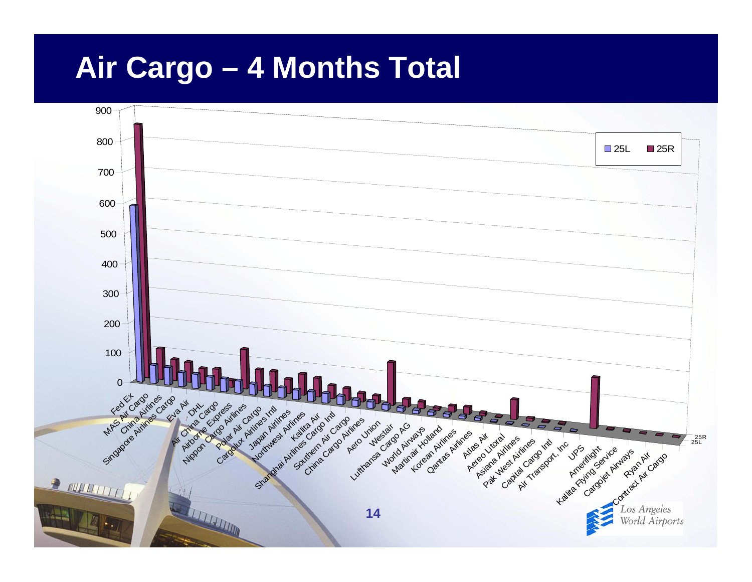# Air Cargo – 4 Months Total

900
800
700
600
500
400
300
200
100
0

25L 25R

Fed Ex, MAS Air Cargo, China Airlines, Singapore Airlines Cargo, Eva Air, DHL, Air China Cargo, Airborne Express, Nippon Cargo Airlines, Polar Air Cargo, Cargolux Airlines Intl, Japan Airlines, Northwest Airlines, Kallita Air, Shanghai Airlines Cargo Intl, Southern Air Cargo, China Cargo Airlines, Aero Union, Westair, Lufthansa Cargo AG, World Airways, Martinair Holland, Korean Airlines, Qantas Airlines, Atlas Air, Aereo Litoral, Asiana Airlines, Pak West Airlines, Capital Cargo Intl, Air Transport, Inc, UPS, Ameriflight, Kallita Flying Service, Cargojet Airways, Ryan Air, Contract Air Cargo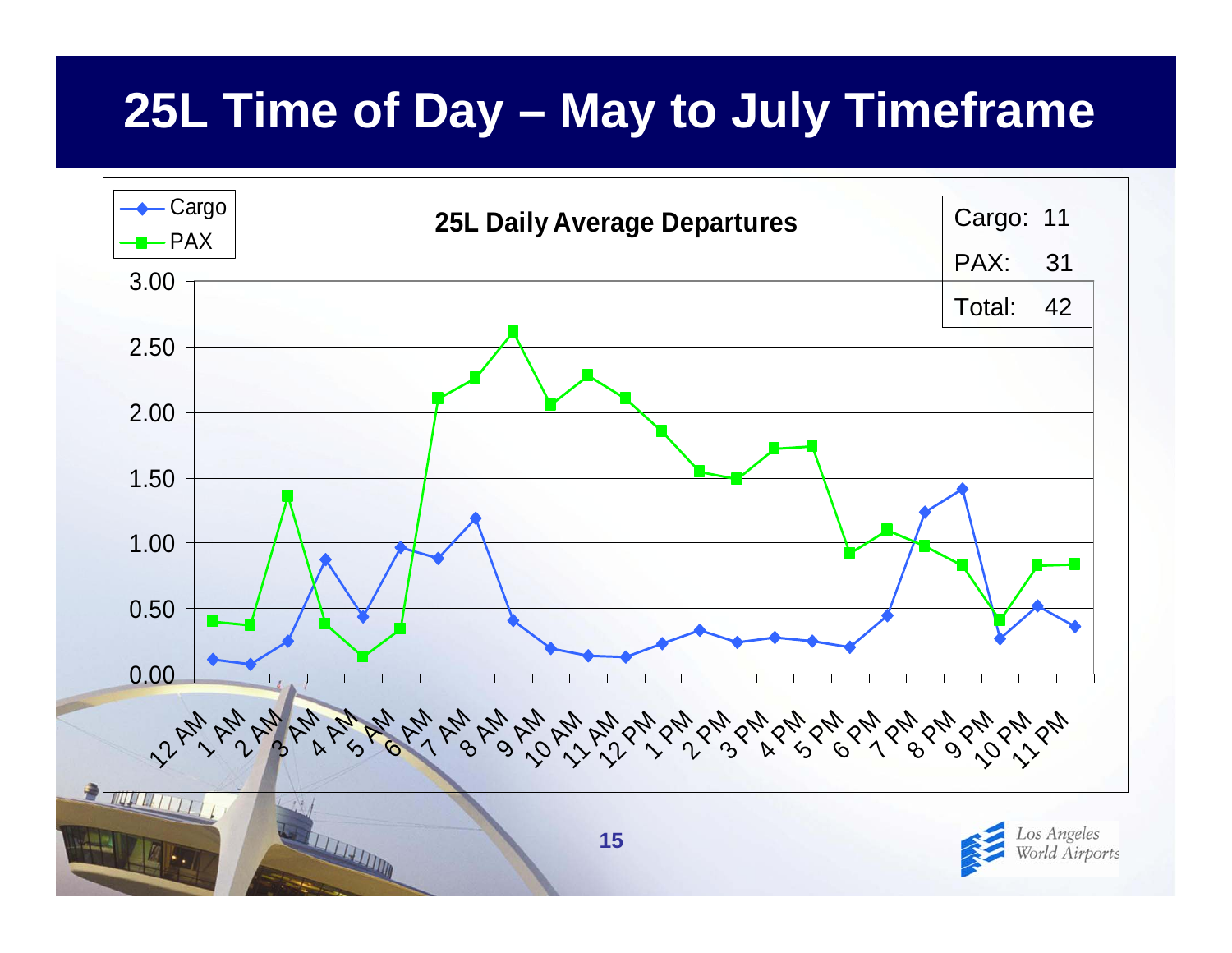# 25L Time of Day – May to July Timeframe

**25L Daily Average Departures**

| | |
|---|---|
| Cargo: | 11 |
| PAX: | 31 |
| Total: | 42 |

Legend: Cargo, PAX

Y-axis: 0.00, 0.50, 1.00, 1.50, 2.00, 2.50, 3.00

X-axis: 12 AM, 1 AM, 2 AM, 3 AM, 4 AM, 5 AM, 6 AM, 7 AM, 8 AM, 9 AM, 10 AM, 11 AM, 12 PM, 1 PM, 2 PM, 3 PM, 4 PM, 5 PM, 6 PM, 7 PM, 8 PM, 9 PM, 10 PM, 11 PM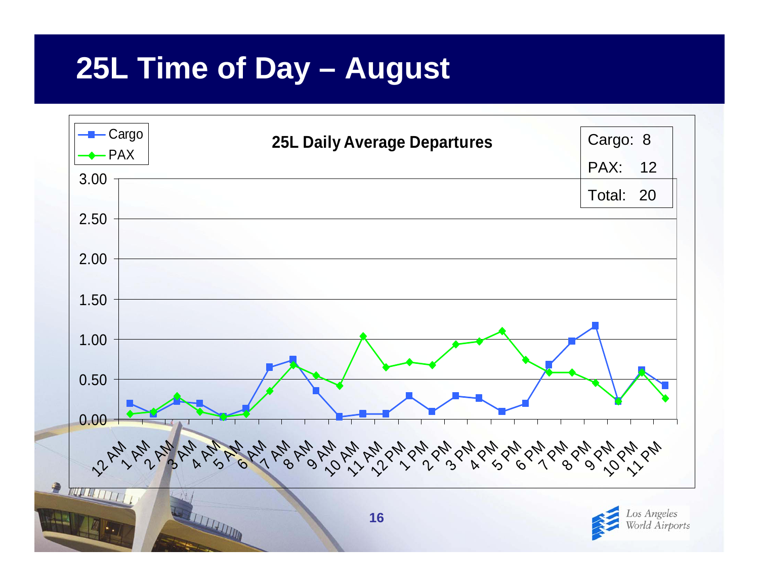# 25L Time of Day – August

**25L Daily Average Departures**

| | |
|---|---|
| Cargo: | 8 |
| PAX: | 12 |
| Total: | 20 |

Legend: Cargo, PAX

Y-axis: 0.00, 0.50, 1.00, 1.50, 2.00, 2.50, 3.00

X-axis: 12 AM, 1 AM, 2 AM, 3 AM, 4 AM, 5 AM, 6 AM, 7 AM, 8 AM, 9 AM, 10 AM, 11 AM, 12 PM, 1 PM, 2 PM, 3 PM, 4 PM, 5 PM, 6 PM, 7 PM, 8 PM, 9 PM, 10 PM, 11 PM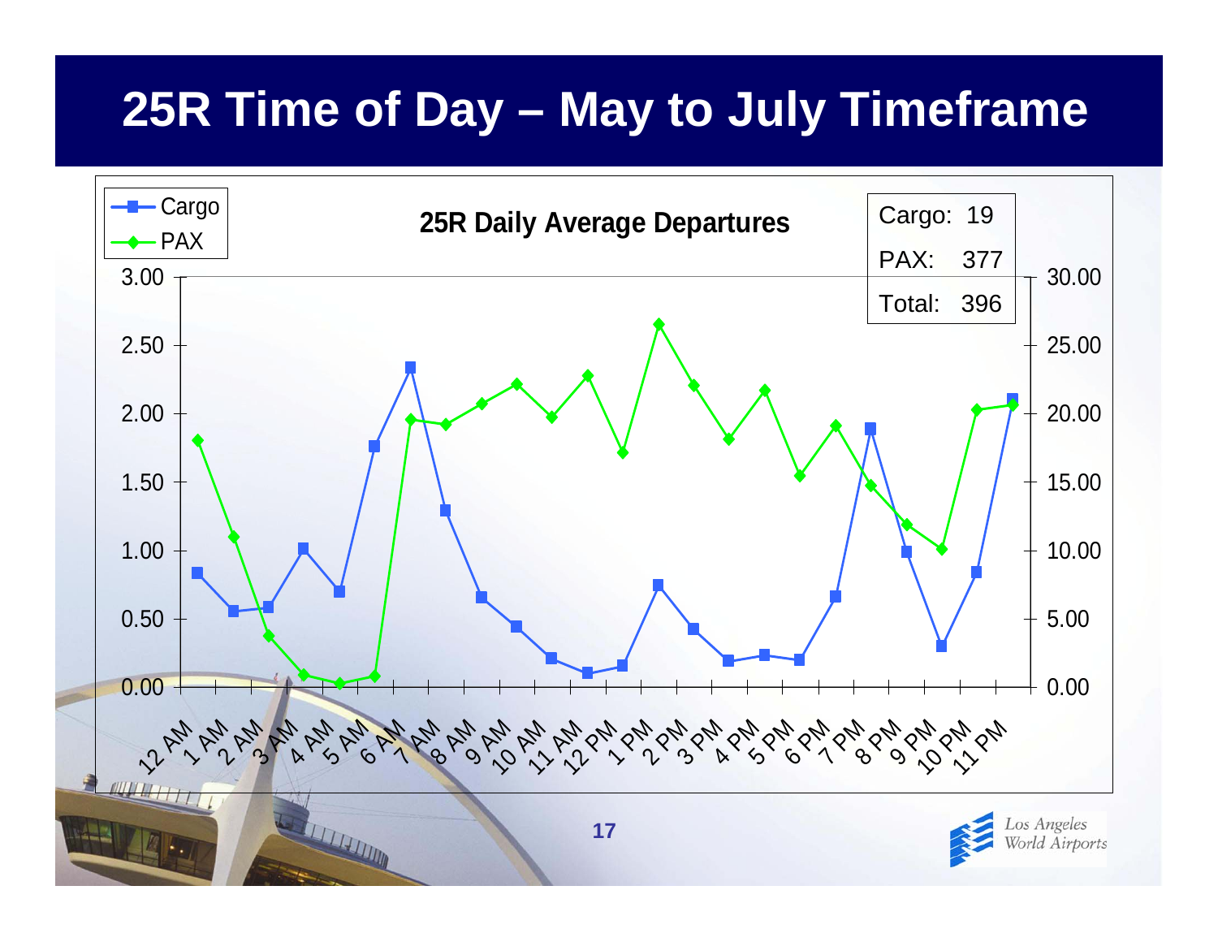# 25R Time of Day – May to July Timeframe

**25R Daily Average Departures**

| | |
|---|---|
| Cargo: | 19 |
| PAX: | 377 |
| Total: | 396 |

Legend: Cargo (left axis, 0.00–3.00), PAX (right axis, 0.00–30.00)

Hours: 12 AM, 1 AM, 2 AM, 3 AM, 4 AM, 5 AM, 6 AM, 7 AM, 8 AM, 9 AM, 10 AM, 11 AM, 12 PM, 1 PM, 2 PM, 3 PM, 4 PM, 5 PM, 6 PM, 7 PM, 8 PM, 9 PM, 10 PM, 11 PM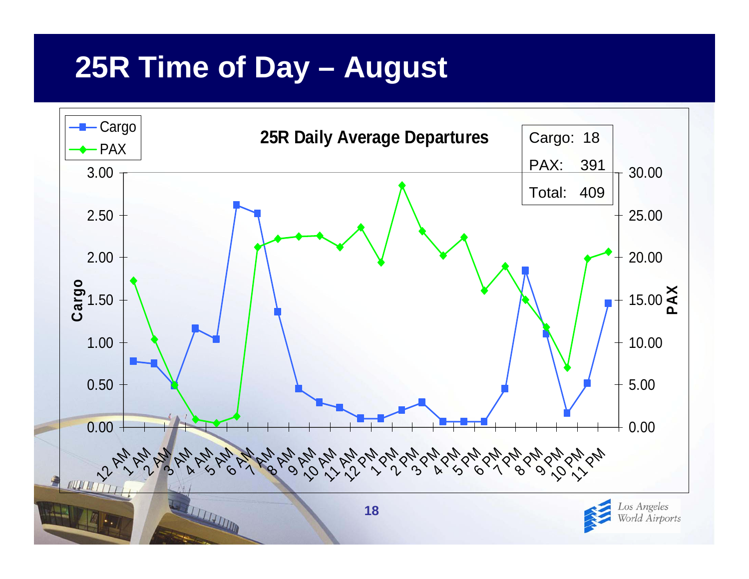# 25R Time of Day – August

**25R Daily Average Departures**

| | |
|---|---|
| Cargo: | 18 |
| PAX: | 391 |
| Total: | 409 |

Legend: Cargo, PAX

Left axis: Cargo (0.00 – 3.00); Right axis: PAX (0.00 – 30.00)

Hours: 12 AM, 1 AM, 2 AM, 3 AM, 4 AM, 5 AM, 6 AM, 7 AM, 8 AM, 9 AM, 10 AM, 11 AM, 12 PM, 1 PM, 2 PM, 3 PM, 4 PM, 5 PM, 6 PM, 7 PM, 8 PM, 9 PM, 10 PM, 11 PM

Los Angeles World Airports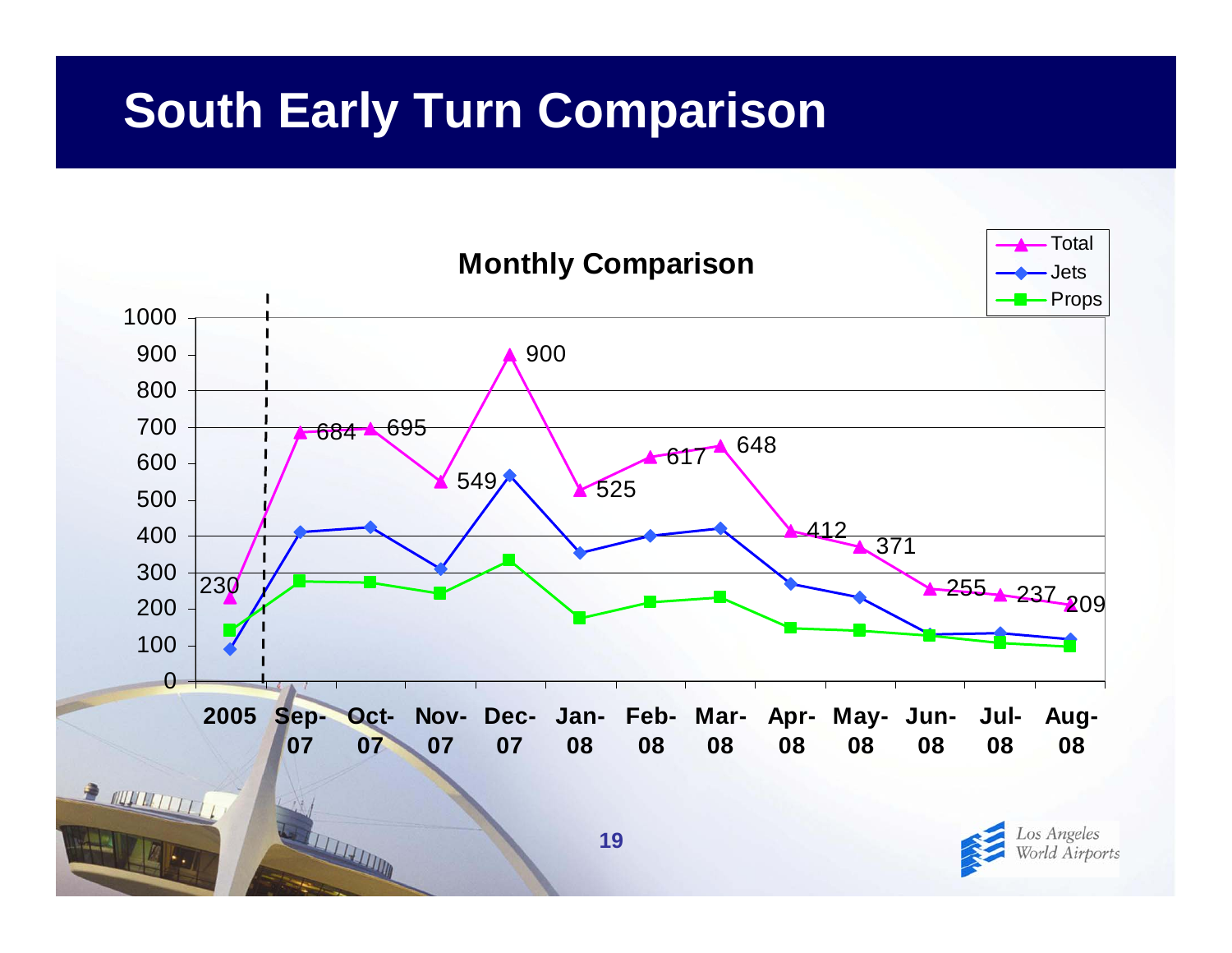# South Early Turn Comparison

**Monthly Comparison**

| | 2005 | Sep-07 | Oct-07 | Nov-07 | Dec-07 | Jan-08 | Feb-08 | Mar-08 | Apr-08 | May-08 | Jun-08 | Jul-08 | Aug-08 |
|---|---|---|---|---|---|---|---|---|---|---|---|---|---|
| Total | 230 | 684 | 695 | 549 | 900 | 525 | 617 | 648 | 412 | 371 | 255 | 237 | 209 |

Legend: Total, Jets, Props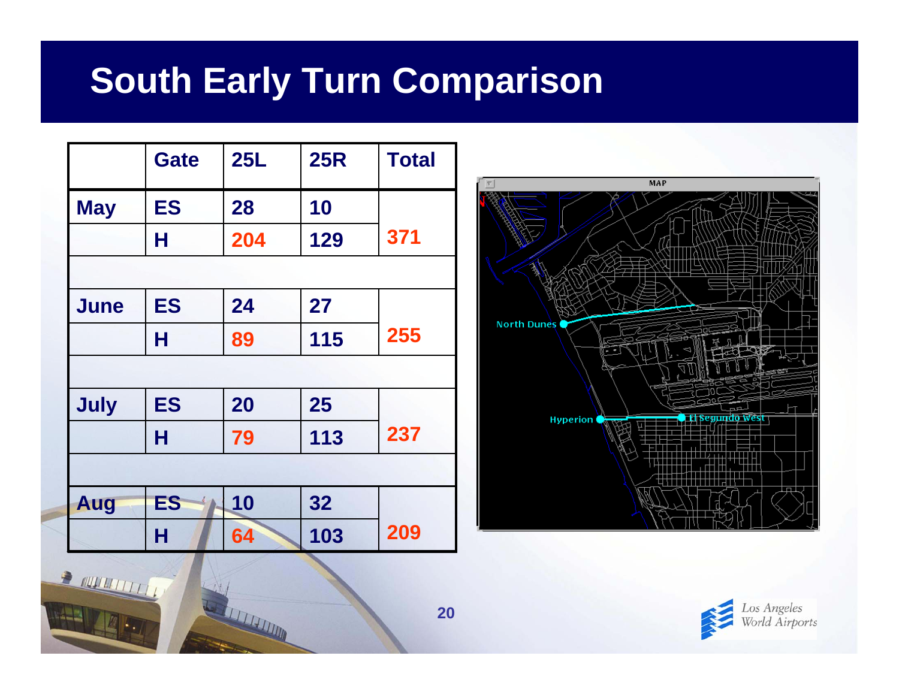# South Early Turn Comparison

| | Gate | 25L | 25R | Total |
|---|---|---|---|---|
| May | ES | 28 | 10 | 371 |
| | H | 204 | 129 | |
| | | | | |
| June | ES | 24 | 27 | 255 |
| | H | 89 | 115 | |
| | | | | |
| July | ES | 20 | 25 | 237 |
| | H | 79 | 113 | |
| | | | | |
| Aug | ES | 10 | 32 | 209 |
| | H | 64 | 103 | |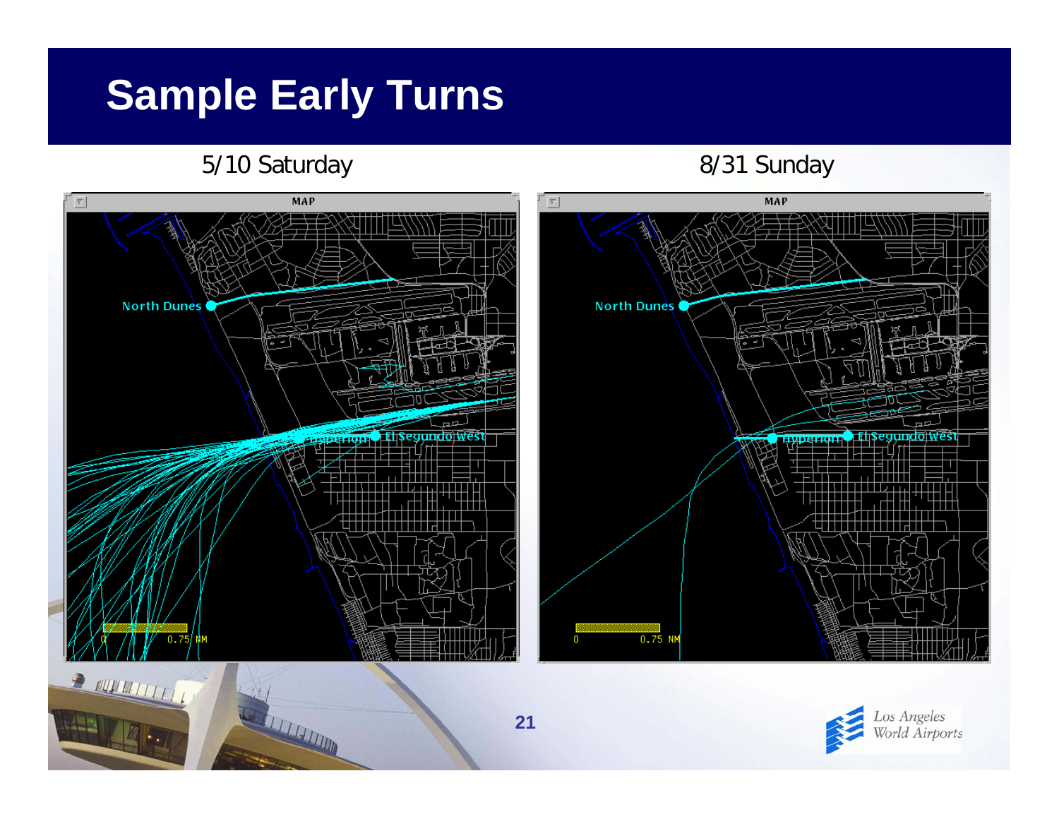# Sample Early Turns

5/10 Saturday

8/31 Sunday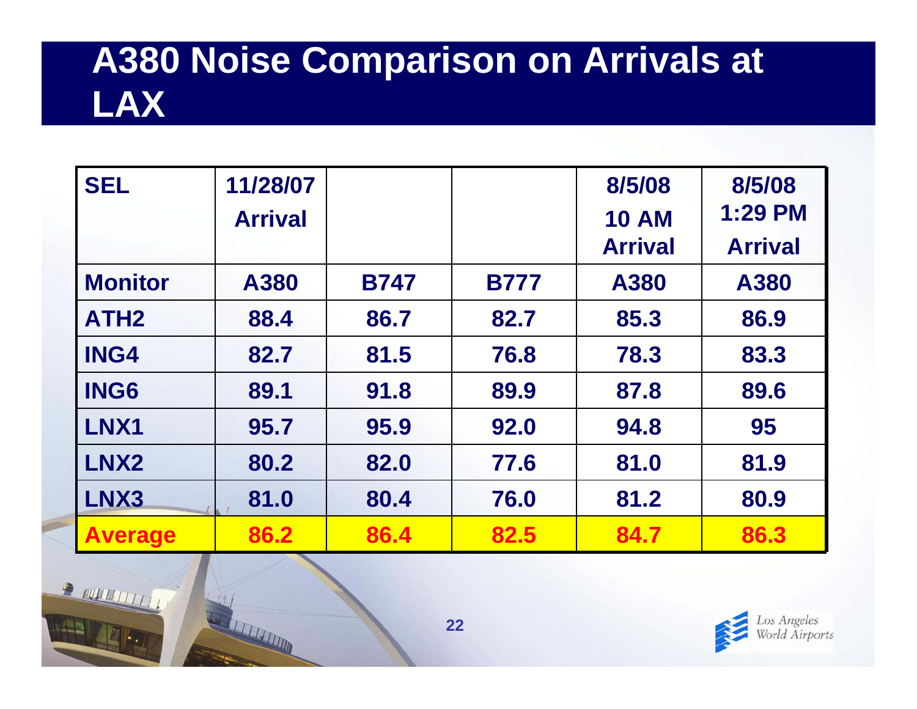# A380 Noise Comparison on Arrivals at LAX

| SEL | 11/28/07 Arrival | | | 8/5/08 10 AM Arrival | 8/5/08 1:29 PM Arrival |
|---|---|---|---|---|---|
| **Monitor** | **A380** | **B747** | **B777** | **A380** | **A380** |
| ATH2 | 88.4 | 86.7 | 82.7 | 85.3 | 86.9 |
| ING4 | 82.7 | 81.5 | 76.8 | 78.3 | 83.3 |
| ING6 | 89.1 | 91.8 | 89.9 | 87.8 | 89.6 |
| LNX1 | 95.7 | 95.9 | 92.0 | 94.8 | 95 |
| LNX2 | 80.2 | 82.0 | 77.6 | 81.0 | 81.9 |
| LNX3 | 81.0 | 80.4 | 76.0 | 81.2 | 80.9 |
| **Average** | **86.2** | **86.4** | **82.5** | **84.7** | **86.3** |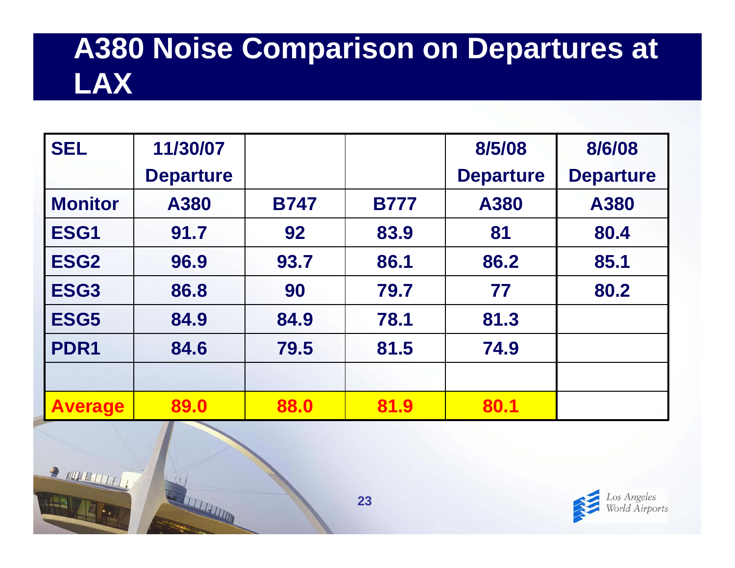# A380 Noise Comparison on Departures at LAX

| SEL | 11/30/07 Departure | | | 8/5/08 Departure | 8/6/08 Departure |
|---|---|---|---|---|---|
| **Monitor** | **A380** | **B747** | **B777** | **A380** | **A380** |
| **ESG1** | 91.7 | 92 | 83.9 | 81 | 80.4 |
| **ESG2** | 96.9 | 93.7 | 86.1 | 86.2 | 85.1 |
| **ESG3** | 86.8 | 90 | 79.7 | 77 | 80.2 |
| **ESG5** | 84.9 | 84.9 | 78.1 | 81.3 | |
| **PDR1** | 84.6 | 79.5 | 81.5 | 74.9 | |
| | | | | | |
| **Average** | **89.0** | **88.0** | **81.9** | **80.1** | |

Los Angeles World Airports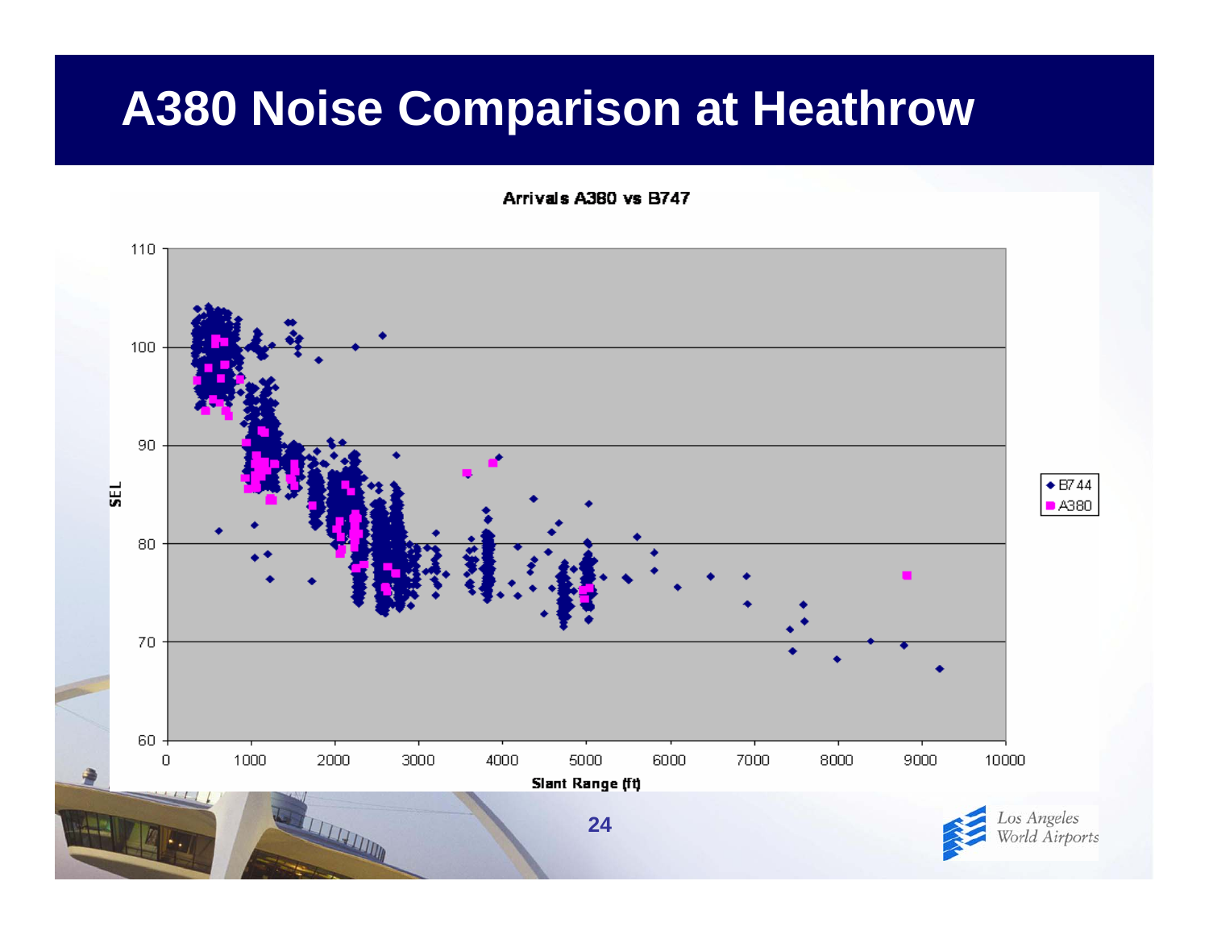# A380 Noise Comparison at Heathrow

**Arrivals A380 vs B747**

SEL

Slant Range (ft)

◆ B744
■ A380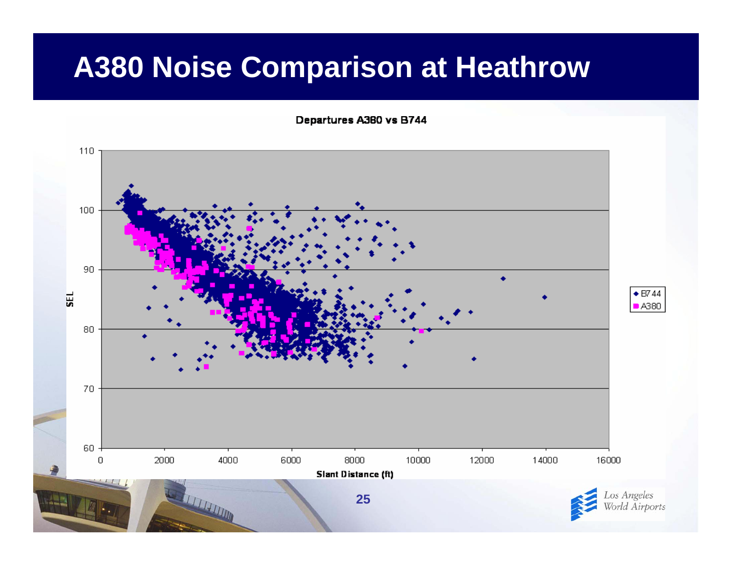# A380 Noise Comparison at Heathrow

Departures A380 vs B744

SEL

110
100
90
80
70
60

0 2000 4000 6000 8000 10000 12000 14000 16000

Slant Distance (ft)

B744
A380

Los Angeles World Airports